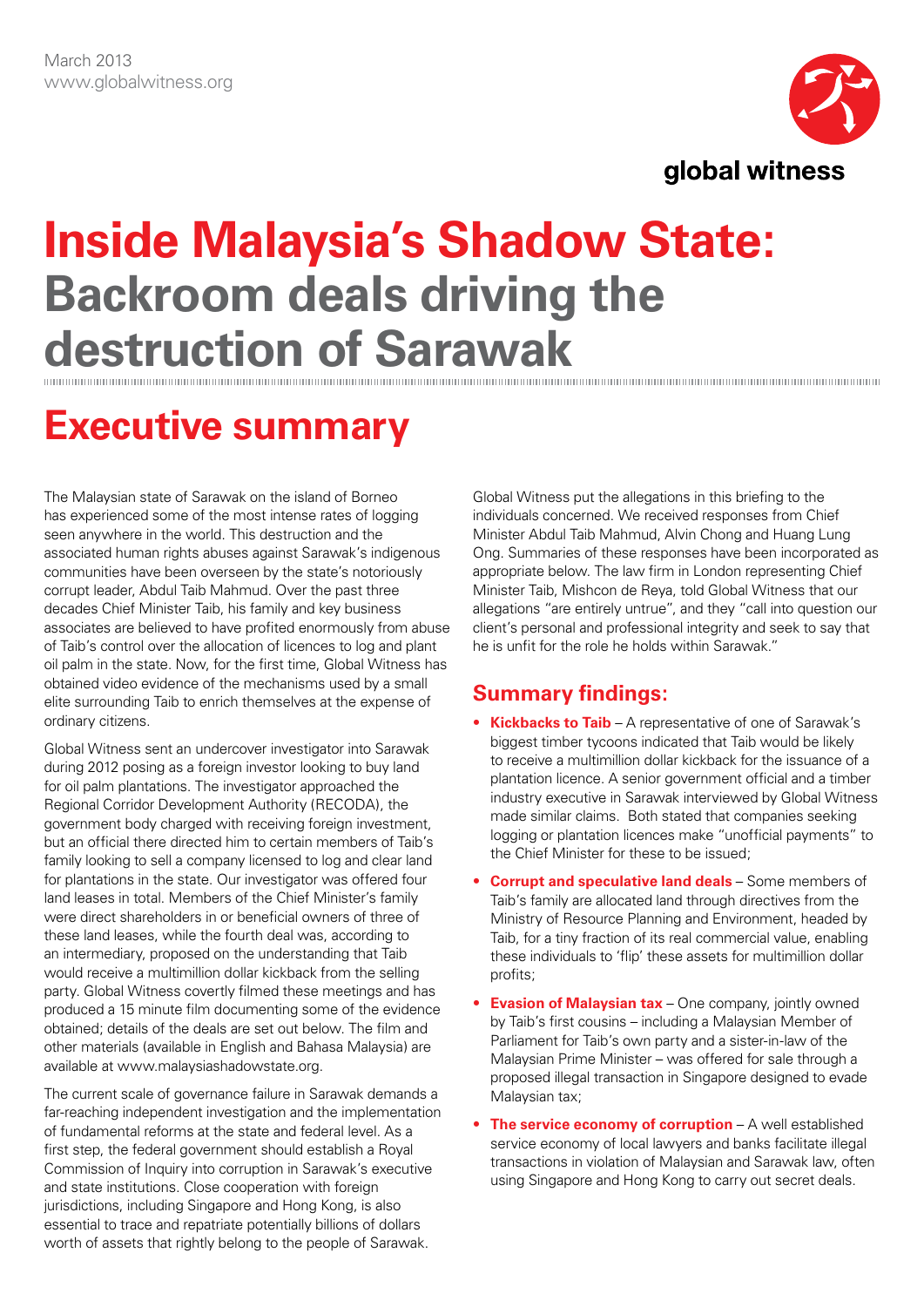March 2013
www.globalwitness.org

global witness

# Inside Malaysia's Shadow State: Backroom deals driving the destruction of Sarawak

## Executive summary

The Malaysian state of Sarawak on the island of Borneo has experienced some of the most intense rates of logging seen anywhere in the world. This destruction and the associated human rights abuses against Sarawak's indigenous communities have been overseen by the state's notoriously corrupt leader, Abdul Taib Mahmud. Over the past three decades Chief Minister Taib, his family and key business associates are believed to have profited enormously from abuse of Taib's control over the allocation of licences to log and plant oil palm in the state. Now, for the first time, Global Witness has obtained video evidence of the mechanisms used by a small elite surrounding Taib to enrich themselves at the expense of ordinary citizens.

Global Witness sent an undercover investigator into Sarawak during 2012 posing as a foreign investor looking to buy land for oil palm plantations. The investigator approached the Regional Corridor Development Authority (RECODA), the government body charged with receiving foreign investment, but an official there directed him to certain members of Taib's family looking to sell a company licensed to log and clear land for plantations in the state. Our investigator was offered four land leases in total. Members of the Chief Minister's family were direct shareholders in or beneficial owners of three of these land leases, while the fourth deal was, according to an intermediary, proposed on the understanding that Taib would receive a multimillion dollar kickback from the selling party. Global Witness covertly filmed these meetings and has produced a 15 minute film documenting some of the evidence obtained; details of the deals are set out below. The film and other materials (available in English and Bahasa Malaysia) are available at www.malaysiashadowstate.org.

The current scale of governance failure in Sarawak demands a far-reaching independent investigation and the implementation of fundamental reforms at the state and federal level. As a first step, the federal government should establish a Royal Commission of Inquiry into corruption in Sarawak's executive and state institutions. Close cooperation with foreign jurisdictions, including Singapore and Hong Kong, is also essential to trace and repatriate potentially billions of dollars worth of assets that rightly belong to the people of Sarawak.

Global Witness put the allegations in this briefing to the individuals concerned. We received responses from Chief Minister Abdul Taib Mahmud, Alvin Chong and Huang Lung Ong. Summaries of these responses have been incorporated as appropriate below. The law firm in London representing Chief Minister Taib, Mishcon de Reya, told Global Witness that our allegations "are entirely untrue", and they "call into question our client's personal and professional integrity and seek to say that he is unfit for the role he holds within Sarawak."

### Summary findings:

- **Kickbacks to Taib** – A representative of one of Sarawak's biggest timber tycoons indicated that Taib would be likely to receive a multimillion dollar kickback for the issuance of a plantation licence. A senior government official and a timber industry executive in Sarawak interviewed by Global Witness made similar claims. Both stated that companies seeking logging or plantation licences make "unofficial payments" to the Chief Minister for these to be issued;
- **Corrupt and speculative land deals** – Some members of Taib's family are allocated land through directives from the Ministry of Resource Planning and Environment, headed by Taib, for a tiny fraction of its real commercial value, enabling these individuals to 'flip' these assets for multimillion dollar profits;
- **Evasion of Malaysian tax** – One company, jointly owned by Taib's first cousins – including a Malaysian Member of Parliament for Taib's own party and a sister-in-law of the Malaysian Prime Minister – was offered for sale through a proposed illegal transaction in Singapore designed to evade Malaysian tax;
- **The service economy of corruption** – A well established service economy of local lawyers and banks facilitate illegal transactions in violation of Malaysian and Sarawak law, often using Singapore and Hong Kong to carry out secret deals.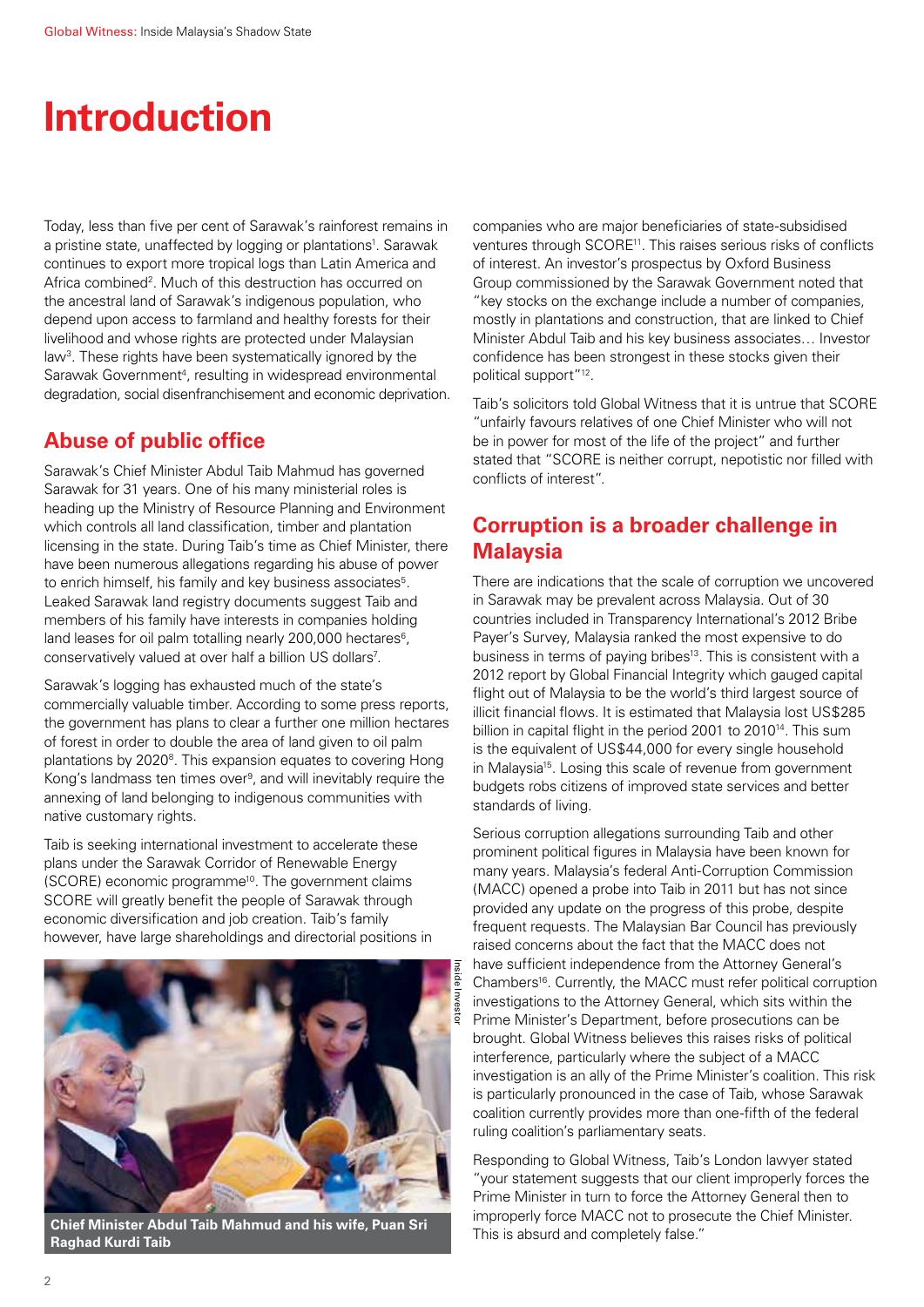# Introduction

Today, less than five per cent of Sarawak's rainforest remains in a pristine state, unaffected by logging or plantations[1]. Sarawak continues to export more tropical logs than Latin America and Africa combined[2]. Much of this destruction has occurred on the ancestral land of Sarawak's indigenous population, who depend upon access to farmland and healthy forests for their livelihood and whose rights are protected under Malaysian law[3]. These rights have been systematically ignored by the Sarawak Government[4], resulting in widespread environmental degradation, social disenfranchisement and economic deprivation.

## Abuse of public office

Sarawak's Chief Minister Abdul Taib Mahmud has governed Sarawak for 31 years. One of his many ministerial roles is heading up the Ministry of Resource Planning and Environment which controls all land classification, timber and plantation licensing in the state. During Taib's time as Chief Minister, there have been numerous allegations regarding his abuse of power to enrich himself, his family and key business associates[5]. Leaked Sarawak land registry documents suggest Taib and members of his family have interests in companies holding land leases for oil palm totalling nearly 200,000 hectares[6], conservatively valued at over half a billion US dollars[7].

Sarawak's logging has exhausted much of the state's commercially valuable timber. According to some press reports, the government has plans to clear a further one million hectares of forest in order to double the area of land given to oil palm plantations by 2020[8]. This expansion equates to covering Hong Kong's landmass ten times over[9], and will inevitably require the annexing of land belonging to indigenous communities with native customary rights.

Taib is seeking international investment to accelerate these plans under the Sarawak Corridor of Renewable Energy (SCORE) economic programme[10]. The government claims SCORE will greatly benefit the people of Sarawak through economic diversification and job creation. Taib's family however, have large shareholdings and directorial positions in companies who are major beneficiaries of state-subsidised ventures through SCORE[11]. This raises serious risks of conflicts of interest. An investor's prospectus by Oxford Business Group commissioned by the Sarawak Government noted that "key stocks on the exchange include a number of companies, mostly in plantations and construction, that are linked to Chief Minister Abdul Taib and his key business associates… Investor confidence has been strongest in these stocks given their political support"[12].

Taib's solicitors told Global Witness that it is untrue that SCORE "unfairly favours relatives of one Chief Minister who will not be in power for most of the life of the project" and further stated that "SCORE is neither corrupt, nepotistic nor filled with conflicts of interest".

**Chief Minister Abdul Taib Mahmud and his wife, Puan Sri Raghad Kurdi Taib**

## Corruption is a broader challenge in Malaysia

There are indications that the scale of corruption we uncovered in Sarawak may be prevalent across Malaysia. Out of 30 countries included in Transparency International's 2012 Bribe Payer's Survey, Malaysia ranked the most expensive to do business in terms of paying bribes[13]. This is consistent with a 2012 report by Global Financial Integrity which gauged capital flight out of Malaysia to be the world's third largest source of illicit financial flows. It is estimated that Malaysia lost US$285 billion in capital flight in the period 2001 to 2010[14]. This sum is the equivalent of US$44,000 for every single household in Malaysia[15]. Losing this scale of revenue from government budgets robs citizens of improved state services and better standards of living.

Serious corruption allegations surrounding Taib and other prominent political figures in Malaysia have been known for many years. Malaysia's federal Anti-Corruption Commission (MACC) opened a probe into Taib in 2011 but has not since provided any update on the progress of this probe, despite frequent requests. The Malaysian Bar Council has previously raised concerns about the fact that the MACC does not have sufficient independence from the Attorney General's Chambers[16]. Currently, the MACC must refer political corruption investigations to the Attorney General, which sits within the Prime Minister's Department, before prosecutions can be brought. Global Witness believes this raises risks of political interference, particularly where the subject of a MACC investigation is an ally of the Prime Minister's coalition. This risk is particularly pronounced in the case of Taib, whose Sarawak coalition currently provides more than one-fifth of the federal ruling coalition's parliamentary seats.

Responding to Global Witness, Taib's London lawyer stated "your statement suggests that our client improperly forces the Prime Minister in turn to force the Attorney General then to improperly force MACC not to prosecute the Chief Minister. This is absurd and completely false."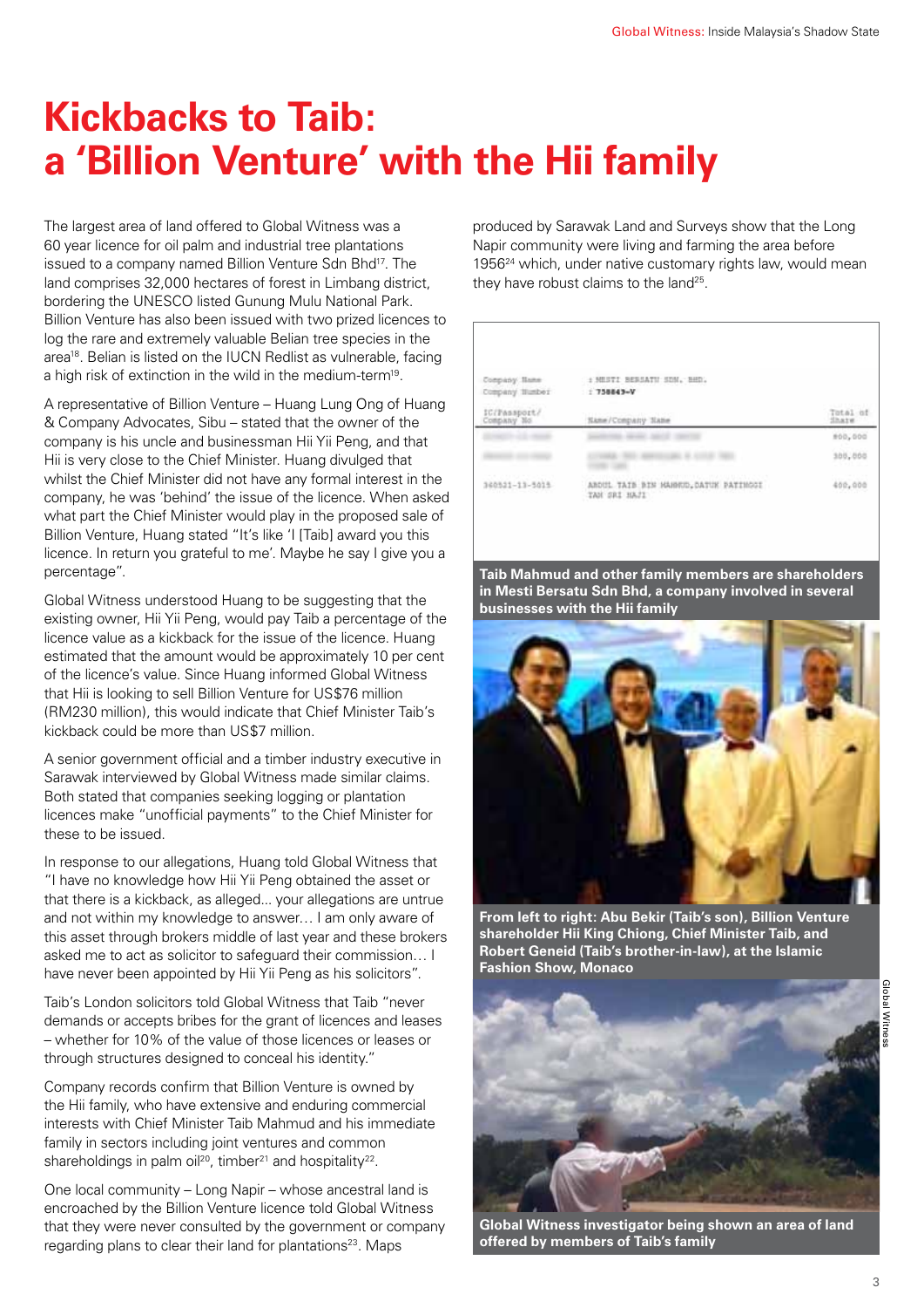# Kickbacks to Taib: a 'Billion Venture' with the Hii family

The largest area of land offered to Global Witness was a 60 year licence for oil palm and industrial tree plantations issued to a company named Billion Venture Sdn Bhd[17]. The land comprises 32,000 hectares of forest in Limbang district, bordering the UNESCO listed Gunung Mulu National Park. Billion Venture has also been issued with two prized licences to log the rare and extremely valuable Belian tree species in the area[18]. Belian is listed on the IUCN Redlist as vulnerable, facing a high risk of extinction in the wild in the medium-term[19].

A representative of Billion Venture – Huang Lung Ong of Huang & Company Advocates, Sibu – stated that the owner of the company is his uncle and businessman Hii Yii Peng, and that Hii is very close to the Chief Minister. Huang divulged that whilst the Chief Minister did not have any formal interest in the company, he was 'behind' the issue of the licence. When asked what part the Chief Minister would play in the proposed sale of Billion Venture, Huang stated "It's like 'I [Taib] award you this licence. In return you grateful to me'. Maybe he say I give you a percentage".

Global Witness understood Huang to be suggesting that the existing owner, Hii Yii Peng, would pay Taib a percentage of the licence value as a kickback for the issue of the licence. Huang estimated that the amount would be approximately 10 per cent of the licence's value. Since Huang informed Global Witness that Hii is looking to sell Billion Venture for US$76 million (RM230 million), this would indicate that Chief Minister Taib's kickback could be more than US$7 million.

A senior government official and a timber industry executive in Sarawak interviewed by Global Witness made similar claims. Both stated that companies seeking logging or plantation licences make "unofficial payments" to the Chief Minister for these to be issued.

In response to our allegations, Huang told Global Witness that "I have no knowledge how Hii Yii Peng obtained the asset or that there is a kickback, as alleged... your allegations are untrue and not within my knowledge to answer… I am only aware of this asset through brokers middle of last year and these brokers asked me to act as solicitor to safeguard their commission… I have never been appointed by Hii Yii Peng as his solicitors".

Taib's London solicitors told Global Witness that Taib "never demands or accepts bribes for the grant of licences and leases – whether for 10% of the value of those licences or leases or through structures designed to conceal his identity."

Company records confirm that Billion Venture is owned by the Hii family, who have extensive and enduring commercial interests with Chief Minister Taib Mahmud and his immediate family in sectors including joint ventures and common shareholdings in palm oil[20], timber[21] and hospitality[22].

One local community – Long Napir – whose ancestral land is encroached by the Billion Venture licence told Global Witness that they were never consulted by the government or company regarding plans to clear their land for plantations[23]. Maps produced by Sarawak Land and Surveys show that the Long Napir community were living and farming the area before 1956[24] which, under native customary rights law, would mean they have robust claims to the land[25].

Company Name : MESTI BERSATU SDN. BHD.
Company Number : 758843-V

| IC/Passport/ Company No | Name/Company Name | Total of Share |
| --- | --- | --- |
| | | 800,000 |
| | | 300,000 |
| 360521-13-5015 | ABDUL TAIB BIN MAHMUD, DATUK PATINGGI TAN SRI HAJI | 400,000 |

**Taib Mahmud and other family members are shareholders in Mesti Bersatu Sdn Bhd, a company involved in several businesses with the Hii family**

**From left to right: Abu Bekir (Taib's son), Billion Venture shareholder Hii King Chiong, Chief Minister Taib, and Robert Geneid (Taib's brother-in-law), at the Islamic Fashion Show, Monaco**

**Global Witness investigator being shown an area of land offered by members of Taib's family**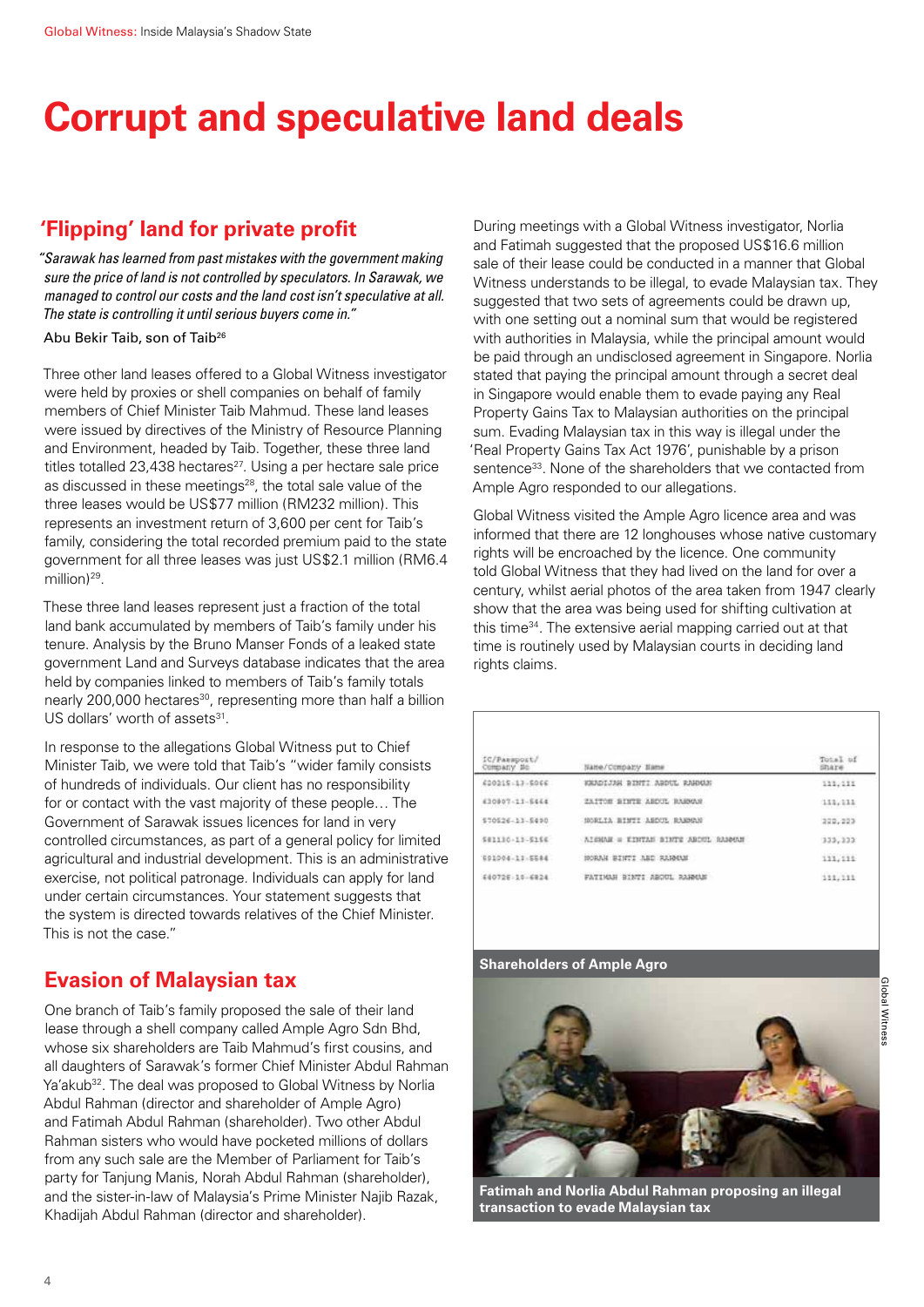# Corrupt and speculative land deals

## 'Flipping' land for private profit

*"Sarawak has learned from past mistakes with the government making sure the price of land is not controlled by speculators. In Sarawak, we managed to control our costs and the land cost isn't speculative at all. The state is controlling it until serious buyers come in."*

Abu Bekir Taib, son of Taib[26]

Three other land leases offered to a Global Witness investigator were held by proxies or shell companies on behalf of family members of Chief Minister Taib Mahmud. These land leases were issued by directives of the Ministry of Resource Planning and Environment, headed by Taib. Together, these three land titles totalled 23,438 hectares[27]. Using a per hectare sale price as discussed in these meetings[28], the total sale value of the three leases would be US$77 million (RM232 million). This represents an investment return of 3,600 per cent for Taib's family, considering the total recorded premium paid to the state government for all three leases was just US$2.1 million (RM6.4 million)[29].

These three land leases represent just a fraction of the total land bank accumulated by members of Taib's family under his tenure. Analysis by the Bruno Manser Fonds of a leaked state government Land and Surveys database indicates that the area held by companies linked to members of Taib's family totals nearly 200,000 hectares[30], representing more than half a billion US dollars' worth of assets[31].

In response to the allegations Global Witness put to Chief Minister Taib, we were told that Taib's "wider family consists of hundreds of individuals. Our client has no responsibility for or contact with the vast majority of these people… The Government of Sarawak issues licences for land in very controlled circumstances, as part of a general policy for limited agricultural and industrial development. This is an administrative exercise, not political patronage. Individuals can apply for land under certain circumstances. Your statement suggests that the system is directed towards relatives of the Chief Minister. This is not the case."

## Evasion of Malaysian tax

One branch of Taib's family proposed the sale of their land lease through a shell company called Ample Agro Sdn Bhd, whose six shareholders are Taib Mahmud's first cousins, and all daughters of Sarawak's former Chief Minister Abdul Rahman Ya'akub[32]. The deal was proposed to Global Witness by Norlia Abdul Rahman (director and shareholder of Ample Agro) and Fatimah Abdul Rahman (shareholder). Two other Abdul Rahman sisters who would have pocketed millions of dollars from any such sale are the Member of Parliament for Taib's party for Tanjung Manis, Norah Abdul Rahman (shareholder), and the sister-in-law of Malaysia's Prime Minister Najib Razak, Khadijah Abdul Rahman (director and shareholder).

During meetings with a Global Witness investigator, Norlia and Fatimah suggested that the proposed US$16.6 million sale of their lease could be conducted in a manner that Global Witness understands to be illegal, to evade Malaysian tax. They suggested that two sets of agreements could be drawn up, with one setting out a nominal sum that would be registered with authorities in Malaysia, while the principal amount would be paid through an undisclosed agreement in Singapore. Norlia stated that paying the principal amount through a secret deal in Singapore would enable them to evade paying any Real Property Gains Tax to Malaysian authorities on the principal sum. Evading Malaysian tax in this way is illegal under the 'Real Property Gains Tax Act 1976', punishable by a prison sentence[33]. None of the shareholders that we contacted from Ample Agro responded to our allegations.

Global Witness visited the Ample Agro licence area and was informed that there are 12 longhouses whose native customary rights will be encroached by the licence. One community told Global Witness that they had lived on the land for over a century, whilst aerial photos of the area taken from 1947 clearly show that the area was being used for shifting cultivation at this time[34]. The extensive aerial mapping carried out at that time is routinely used by Malaysian courts in deciding land rights claims.

| IC/Passport/ Company No | Name/Company Name | Total of Share |
|---|---|---|
| 620215-13-5066 | KHADIJAH BINTI ABDUL RAHMAN | 111,111 |
| 630807-13-5444 | ZAITON BINTE ABDUL RAHMAN | 111,111 |
| 570526-13-5490 | NORLIA BINTI ABDUL RAHMAN | 222,223 |
| 581130-13-5156 | AISHAH @ ZINTAN BINTI ABDUL RAHMAN | 333,333 |
| 601006-13-5584 | NORAH BINTI ABD RAHMAN | 111,111 |
| 640728-10-6824 | FATIMAH BINTI ABDUL RAHMAN | 111,111 |

Shareholders of Ample Agro

Fatimah and Norlia Abdul Rahman proposing an illegal transaction to evade Malaysian tax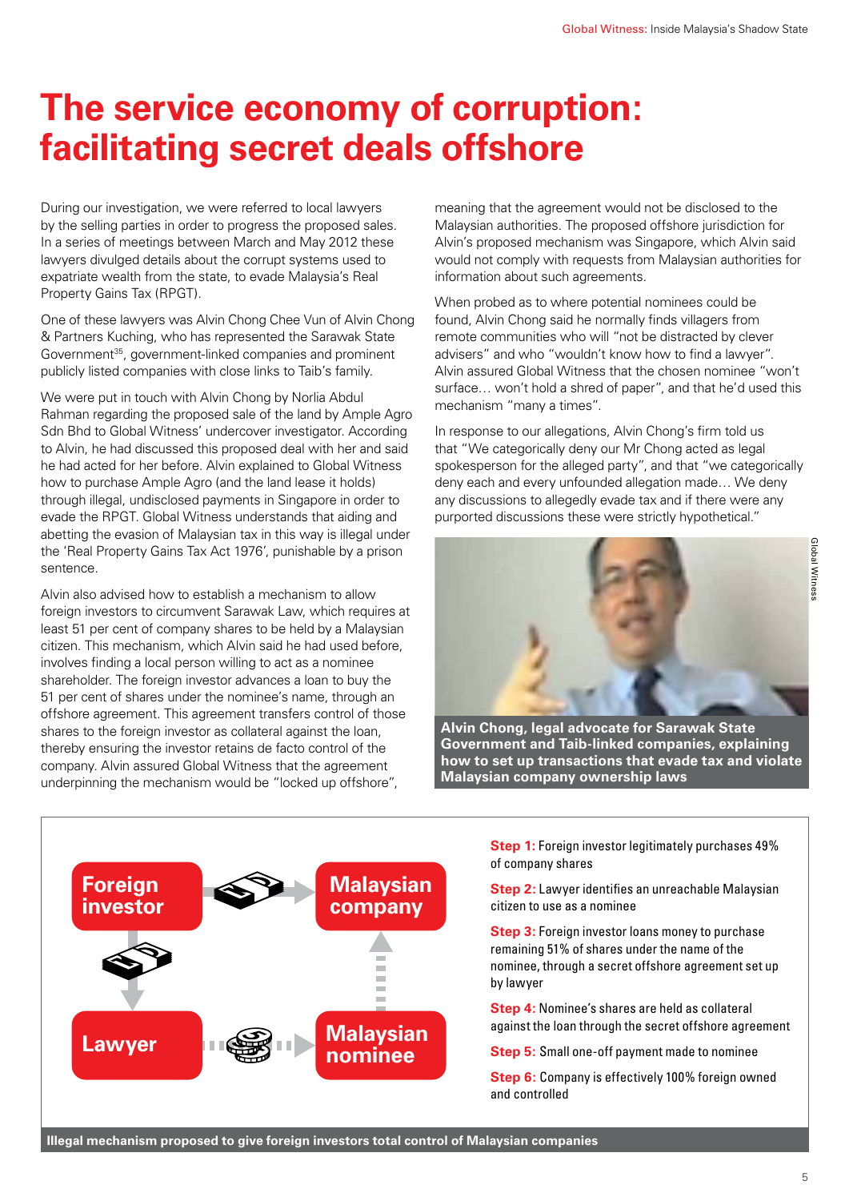# The service economy of corruption: facilitating secret deals offshore

During our investigation, we were referred to local lawyers by the selling parties in order to progress the proposed sales. In a series of meetings between March and May 2012 these lawyers divulged details about the corrupt systems used to expatriate wealth from the state, to evade Malaysia's Real Property Gains Tax (RPGT).

One of these lawyers was Alvin Chong Chee Vun of Alvin Chong & Partners Kuching, who has represented the Sarawak State Government[35], government-linked companies and prominent publicly listed companies with close links to Taib's family.

We were put in touch with Alvin Chong by Norlia Abdul Rahman regarding the proposed sale of the land by Ample Agro Sdn Bhd to Global Witness' undercover investigator. According to Alvin, he had discussed this proposed deal with her and said he had acted for her before. Alvin explained to Global Witness how to purchase Ample Agro (and the land lease it holds) through illegal, undisclosed payments in Singapore in order to evade the RPGT. Global Witness understands that aiding and abetting the evasion of Malaysian tax in this way is illegal under the 'Real Property Gains Tax Act 1976', punishable by a prison sentence.

Alvin also advised how to establish a mechanism to allow foreign investors to circumvent Sarawak Law, which requires at least 51 per cent of company shares to be held by a Malaysian citizen. This mechanism, which Alvin said he had used before, involves finding a local person willing to act as a nominee shareholder. The foreign investor advances a loan to buy the 51 per cent of shares under the nominee's name, through an offshore agreement. This agreement transfers control of those shares to the foreign investor as collateral against the loan, thereby ensuring the investor retains de facto control of the company. Alvin assured Global Witness that the agreement underpinning the mechanism would be "locked up offshore", meaning that the agreement would not be disclosed to the Malaysian authorities. The proposed offshore jurisdiction for Alvin's proposed mechanism was Singapore, which Alvin said would not comply with requests from Malaysian authorities for information about such agreements.

When probed as to where potential nominees could be found, Alvin Chong said he normally finds villagers from remote communities who will "not be distracted by clever advisers" and who "wouldn't know how to find a lawyer". Alvin assured Global Witness that the chosen nominee "won't surface… won't hold a shred of paper", and that he'd used this mechanism "many a times".

In response to our allegations, Alvin Chong's firm told us that "We categorically deny our Mr Chong acted as legal spokesperson for the alleged party", and that "we categorically deny each and every unfounded allegation made… We deny any discussions to allegedly evade tax and if there were any purported discussions these were strictly hypothetical."

**Alvin Chong, legal advocate for Sarawak State Government and Taib-linked companies, explaining how to set up transactions that evade tax and violate Malaysian company ownership laws**

**Foreign investor** → **Malaysian company**; **Foreign investor** → **Lawyer**; **Lawyer** → **Malaysian nominee**; **Malaysian nominee** → **Malaysian company**

**Step 1:** Foreign investor legitimately purchases 49% of company shares

**Step 2:** Lawyer identifies an unreachable Malaysian citizen to use as a nominee

**Step 3:** Foreign investor loans money to purchase remaining 51% of shares under the name of the nominee, through a secret offshore agreement set up by lawyer

**Step 4:** Nominee's shares are held as collateral against the loan through the secret offshore agreement

**Step 5:** Small one-off payment made to nominee

**Step 6:** Company is effectively 100% foreign owned and controlled

**Illegal mechanism proposed to give foreign investors total control of Malaysian companies**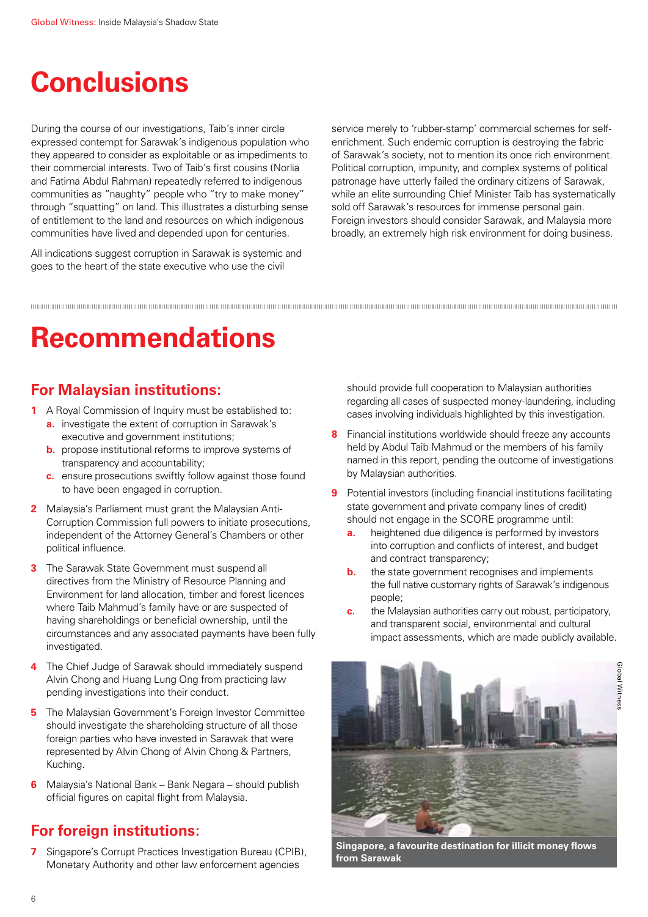# Conclusions

During the course of our investigations, Taib's inner circle expressed contempt for Sarawak's indigenous population who they appeared to consider as exploitable or as impediments to their commercial interests. Two of Taib's first cousins (Norlia and Fatima Abdul Rahman) repeatedly referred to indigenous communities as "naughty" people who "try to make money" through "squatting" on land. This illustrates a disturbing sense of entitlement to the land and resources on which indigenous communities have lived and depended upon for centuries.

All indications suggest corruption in Sarawak is systemic and goes to the heart of the state executive who use the civil service merely to 'rubber-stamp' commercial schemes for self-enrichment. Such endemic corruption is destroying the fabric of Sarawak's society, not to mention its once rich environment. Political corruption, impunity, and complex systems of political patronage have utterly failed the ordinary citizens of Sarawak, while an elite surrounding Chief Minister Taib has systematically sold off Sarawak's resources for immense personal gain. Foreign investors should consider Sarawak, and Malaysia more broadly, an extremely high risk environment for doing business.

# Recommendations

## For Malaysian institutions:

1. A Royal Commission of Inquiry must be established to:
   - **a.** investigate the extent of corruption in Sarawak's executive and government institutions;
   - **b.** propose institutional reforms to improve systems of transparency and accountability;
   - **c.** ensure prosecutions swiftly follow against those found to have been engaged in corruption.
2. Malaysia's Parliament must grant the Malaysian Anti-Corruption Commission full powers to initiate prosecutions, independent of the Attorney General's Chambers or other political influence.
3. The Sarawak State Government must suspend all directives from the Ministry of Resource Planning and Environment for land allocation, timber and forest licences where Taib Mahmud's family have or are suspected of having shareholdings or beneficial ownership, until the circumstances and any associated payments have been fully investigated.
4. The Chief Judge of Sarawak should immediately suspend Alvin Chong and Huang Lung Ong from practicing law pending investigations into their conduct.
5. The Malaysian Government's Foreign Investor Committee should investigate the shareholding structure of all those foreign parties who have invested in Sarawak that were represented by Alvin Chong of Alvin Chong & Partners, Kuching.
6. Malaysia's National Bank – Bank Negara – should publish official figures on capital flight from Malaysia.

## For foreign institutions:

7. Singapore's Corrupt Practices Investigation Bureau (CPIB), Monetary Authority and other law enforcement agencies should provide full cooperation to Malaysian authorities regarding all cases of suspected money-laundering, including cases involving individuals highlighted by this investigation.
8. Financial institutions worldwide should freeze any accounts held by Abdul Taib Mahmud or the members of his family named in this report, pending the outcome of investigations by Malaysian authorities.
9. Potential investors (including financial institutions facilitating state government and private company lines of credit) should not engage in the SCORE programme until:
   - **a.** heightened due diligence is performed by investors into corruption and conflicts of interest, and budget and contract transparency;
   - **b.** the state government recognises and implements the full native customary rights of Sarawak's indigenous people;
   - **c.** the Malaysian authorities carry out robust, participatory, and transparent social, environmental and cultural impact assessments, which are made publicly available.

Global Witness

**Singapore, a favourite destination for illicit money flows from Sarawak**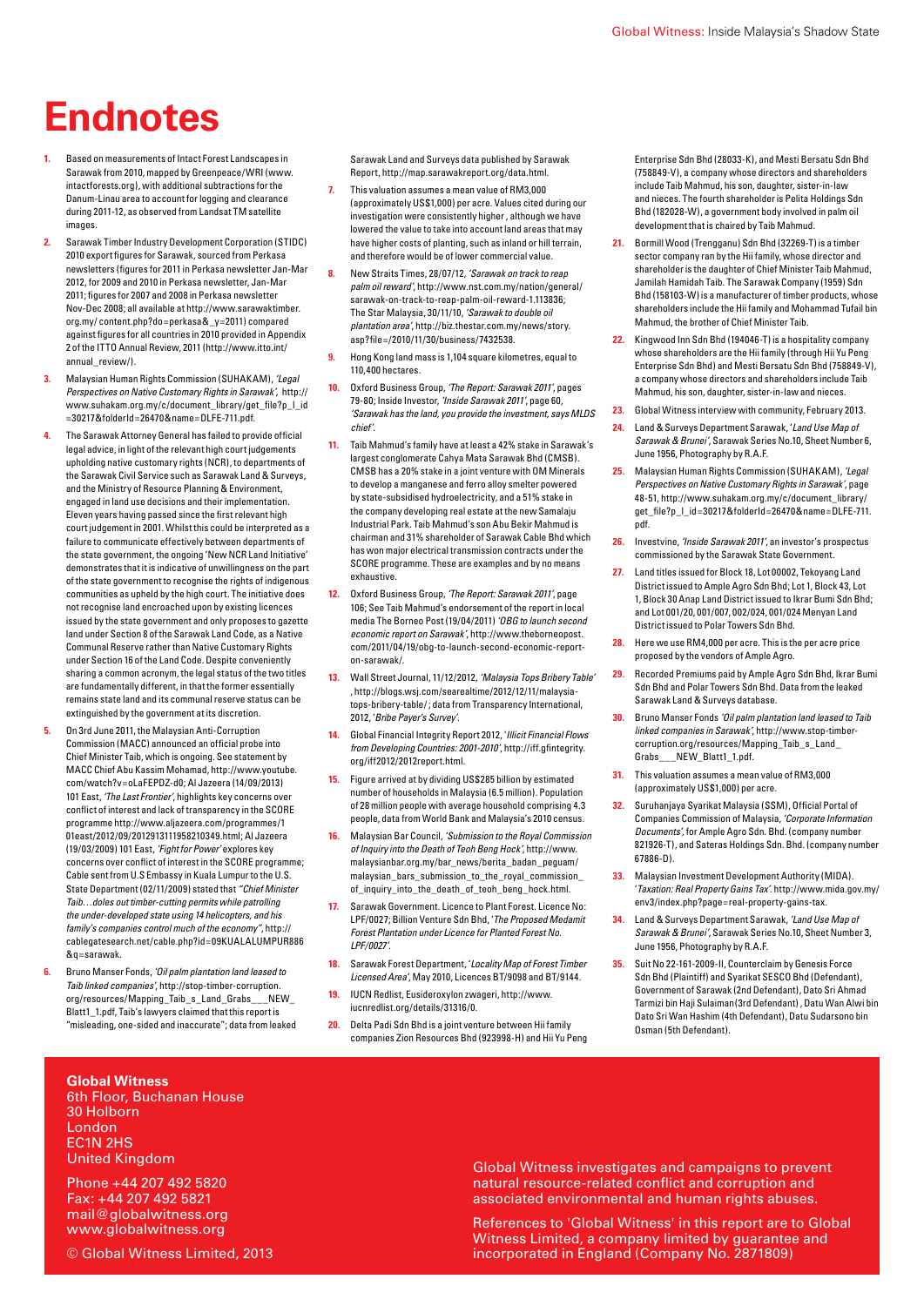# Endnotes

1. Based on measurements of Intact Forest Landscapes in Sarawak from 2010, mapped by Greenpeace/WRI (www.intactforests.org), with additional subtractions for the Danum-Linau area to account for logging and clearance during 2011-12, as observed from Landsat TM satellite images.

2. Sarawak Timber Industry Development Corporation (STIDC) 2010 export figures for Sarawak, sourced from Perkasa newsletters (figures for 2011 in Perkasa newsletter Jan-Mar 2012, for 2009 and 2010 in Perkasa newsletter, Jan-Mar 2011; figures for 2007 and 2008 in Perkasa newsletter Nov-Dec 2008; all available at http://www.sarawaktimber.org.my/ content.php?do=perkasa&_y=2011) compared against figures for all countries in 2010 provided in Appendix 2 of the ITTO Annual Review, 2011 (http://www.itto.int/annual_review/).

3. Malaysian Human Rights Commission (SUHAKAM), *'Legal Perspectives on Native Customary Rights in Sarawak'*, http://www.suhakam.org.my/c/document_library/get_file?p_l_id=30217&folderId=26470&name=DLFE-711.pdf.

4. The Sarawak Attorney General has failed to provide official legal advice, in light of the relevant high court judgements upholding native customary rights (NCR), to departments of the Sarawak Civil Service such as Sarawak Land & Surveys, and the Ministry of Resource Planning & Environment, engaged in land use decisions and their implementation. Eleven years having passed since the first relevant high court judgement in 2001. Whilst this could be interpreted as a failure to communicate effectively between departments of the state government, the ongoing 'New NCR Land Initiative' demonstrates that it is indicative of unwillingness on the part of the state government to recognise the rights of indigenous communities as upheld by the high court. The initiative does not recognise land encroached upon by existing licences issued by the state government and only proposes to gazette land under Section 8 of the Sarawak Land Code, as a Native Communal Reserve rather than Native Customary Rights under Section 16 of the Land Code. Despite conveniently sharing a common acronym, the legal status of the two titles are fundamentally different, in that the former essentially remains state land and its communal reserve status can be extinguished by the government at its discretion.

5. On 3rd June 2011, the Malaysian Anti-Corruption Commission (MACC) announced an official probe into Chief Minister Taib, which is ongoing. See statement by MACC Chief Abu Kassim Mohamad, http://www.youtube.com/watch?v=oLaFEPDZ-d0; Al Jazeera (14/09/2013) 101 East, *'The Last Frontier'*, highlights key concerns over conflict of interest and lack of transparency in the SCORE programme http://www.aljazeera.com/programmes/101east/2012/09/2012913111958210349.html; Al Jazeera (19/03/2009) 101 East, *'Fight for Power'* explores key concerns over conflict of interest in the SCORE programme; Cable sent from U.S Embassy in Kuala Lumpur to the U.S. State Department (02/11/2009) stated that *"Chief Minister Taib…does out timber-cutting permits while patrolling the under-developed state using 14 helicopters, and his family's companies control much of the economy"*, http://cablegatesearch.net/cable.php?id=09KUALALUMPUR886&q=sarawak.

6. Bruno Manser Fonds, *'Oil palm plantation land leased to Taib linked companies'*, http://stop-timber-corruption.org/resources/Mapping_Taib_s_Land_Grabs___NEW_Blatt1_1.pdf, Taib's lawyers claimed that this report is "misleading, one-sided and inaccurate"; data from leaked Sarawak Land and Surveys data published by Sarawak Report, http://map.sarawakreport.org/data.html.

7. This valuation assumes a mean value of RM3,000 (approximately US$1,000) per acre. Values cited during our investigation were consistently higher , although we have lowered the value to take into account land areas that may have higher costs of planting, such as inland or hill terrain, and therefore would be of lower commercial value.

8. New Straits Times, 28/07/12, *'Sarawak on track to reap palm oil reward'*, http://www.nst.com.my/nation/general/sarawak-on-track-to-reap-palm-oil-reward-1.113836; The Star Malaysia, 30/11/10, *'Sarawak to double oil plantation area'*, http://biz.thestar.com.my/news/story.asp?file=/2010/11/30/business/7432538.

9. Hong Kong land mass is 1,104 square kilometres, equal to 110,400 hectares.

10. Oxford Business Group, *'The Report: Sarawak 2011'*, pages 79-80; Inside Investor, *'Inside Sarawak 2011'*, page 60, *'Sarawak has the land, you provide the investment, says MLDS chief'*.

11. Taib Mahmud's family have at least a 42% stake in Sarawak's largest conglomerate Cahya Mata Sarawak Bhd (CMSB). CMSB has a 20% stake in a joint venture with OM Minerals to develop a manganese and ferro alloy smelter powered by state-subsidised hydroelectricity, and a 51% stake in the company developing real estate at the new Samalaju Industrial Park. Taib Mahmud's son Abu Bekir Mahmud is chairman and 31% shareholder of Sarawak Cable Bhd which has won major electrical transmission contracts under the SCORE programme. These are examples and by no means exhaustive.

12. Oxford Business Group, *'The Report: Sarawak 2011'*, page 106; See Taib Mahmud's endorsement of the report in local media The Borneo Post (19/04/2011) *'OBG to launch second economic report on Sarawak'*, http://www.theborneopost.com/2011/04/19/obg-to-launch-second-economic-report-on-sarawak/.

13. Wall Street Journal, 11/12/2012, *'Malaysia Tops Bribery Table'*, http://blogs.wsj.com/searealtime/2012/12/11/malaysia-tops-bribery-table/ ; data from Transparency International, 2012, *'Bribe Payer's Survey'*.

14. Global Financial Integrity Report 2012, *'Illicit Financial Flows from Developing Countries: 2001-2010'*, http://iff.gfintegrity.org/iff2012/2012report.html.

15. Figure arrived at by dividing US$285 billion by estimated number of households in Malaysia (6.5 million). Population of 28 million people with average household comprising 4.3 people, data from World Bank and Malaysia's 2010 census.

16. Malaysian Bar Council, *'Submission to the Royal Commission of Inquiry into the Death of Teoh Beng Hock'*, http://www.malaysianbar.org.my/bar_news/berita_badan_peguam/malaysian_bars_submission_to_the_royal_commission_of_inquiry_into_the_death_of_teoh_beng_hock.html.

17. Sarawak Government. Licence to Plant Forest. Licence No: LPF/0027; Billion Venture Sdn Bhd, *'The Proposed Medamit Forest Plantation under Licence for Planted Forest No. LPF/0027'*.

18. Sarawak Forest Department, *'Locality Map of Forest Timber Licensed Area'*, May 2010, Licences BT/9098 and BT/9144.

19. IUCN Redlist, Eusideroxylon zwageri, http://www.iucnredlist.org/details/31316/0.

20. Delta Padi Sdn Bhd is a joint venture between Hii family companies Zion Resources Bhd (923998-H) and Hii Yu Peng Enterprise Sdn Bhd (28033-K), and Mesti Bersatu Sdn Bhd (758849-V), a company whose directors and shareholders include Taib Mahmud, his son, daughter, sister-in-law and nieces. The fourth shareholder is Pelita Holdings Sdn Bhd (182028-W), a government body involved in palm oil development that is chaired by Taib Mahmud.

21. Bormill Wood (Trengganu) Sdn Bhd (32269-T) is a timber sector company ran by the Hii family, whose director and shareholder is the daughter of Chief Minister Taib Mahmud, Jamilah Hamidah Taib. The Sarawak Company (1959) Sdn Bhd (158103-W) is a manufacturer of timber products, whose shareholders include the Hii family and Mohammad Tufail bin Mahmud, the brother of Chief Minister Taib.

22. Kingwood Inn Sdn Bhd (194046-T) is a hospitality company whose shareholders are the Hii family (through Hii Yu Peng Enterprise Sdn Bhd) and Mesti Bersatu Sdn Bhd (758849-V), a company whose directors and shareholders include Taib Mahmud, his son, daughter, sister-in-law and nieces.

23. Global Witness interview with community, February 2013.

24. Land & Surveys Department Sarawak, *'Land Use Map of Sarawak & Brunei'*, Sarawak Series No.10, Sheet Number 6, June 1956, Photography by R.A.F.

25. Malaysian Human Rights Commission (SUHAKAM), *'Legal Perspectives on Native Customary Rights in Sarawak'*, page 48-51, http://www.suhakam.org.my/c/document_library/get_file?p_l_id=30217&folderId=26470&name=DLFE-711.pdf.

26. Investvine, *'Inside Sarawak 2011'*, an investor's prospectus commissioned by the Sarawak State Government.

27. Land titles issued for Block 18, Lot 00002, Tekoyang Land District issued to Ample Agro Sdn Bhd; Lot 1, Block 43, Lot 1, Block 30 Anap Land District issued to Ikrar Bumi Sdn Bhd; and Lot 001/20, 001/007, 002/024, 001/024 Menyan Land District issued to Polar Towers Sdn Bhd.

28. Here we use RM4,000 per acre. This is the per acre price proposed by the vendors of Ample Agro.

29. Recorded Premiums paid by Ample Agro Sdn Bhd, Ikrar Bumi Sdn Bhd and Polar Towers Sdn Bhd. Data from the leaked Sarawak Land & Surveys database.

30. Bruno Manser Fonds *'Oil palm plantation land leased to Taib linked companies in Sarawak'*, http://www.stop-timber-corruption.org/resources/Mapping_Taib_s_Land_Grabs___NEW_Blatt1_1.pdf.

31. This valuation assumes a mean value of RM3,000 (approximately US$1,000) per acre.

32. Suruhanjaya Syarikat Malaysia (SSM), Official Portal of Companies Commission of Malaysia, *'Corporate Information Documents'*, for Ample Agro Sdn. Bhd. (company number 821926-T), and Sateras Holdings Sdn. Bhd. (company number 67886-D).

33. Malaysian Investment Development Authority (MIDA). *'Taxation: Real Property Gains Tax'*. http://www.mida.gov.my/env3/index.php?page=real-property-gains-tax.

34. Land & Surveys Department Sarawak, *'Land Use Map of Sarawak & Brunei'*, Sarawak Series No.10, Sheet Number 3, June 1956, Photography by R.A.F.

35. Suit No 22-161-2009-II, Counterclaim by Genesis Force Sdn Bhd (Plaintiff) and Syarikat SESCO Bhd (Defendant), Government of Sarawak (2nd Defendant), Dato Sri Ahmad Tarmizi bin Haji Sulaiman(3rd Defendant) , Datu Wan Alwi bin Dato Sri Wan Hashim (4th Defendant), Datu Sudarsono bin Osman (5th Defendant).

**Global Witness**
6th Floor, Buchanan House
30 Holborn
London
EC1N 2HS
United Kingdom

Phone +44 207 492 5820
Fax: +44 207 492 5821
mail@globalwitness.org
www.globalwitness.org

© Global Witness Limited, 2013

Global Witness investigates and campaigns to prevent natural resource-related conflict and corruption and associated environmental and human rights abuses.

References to 'Global Witness' in this report are to Global Witness Limited, a company limited by guarantee and incorporated in England (Company No. 2871809)